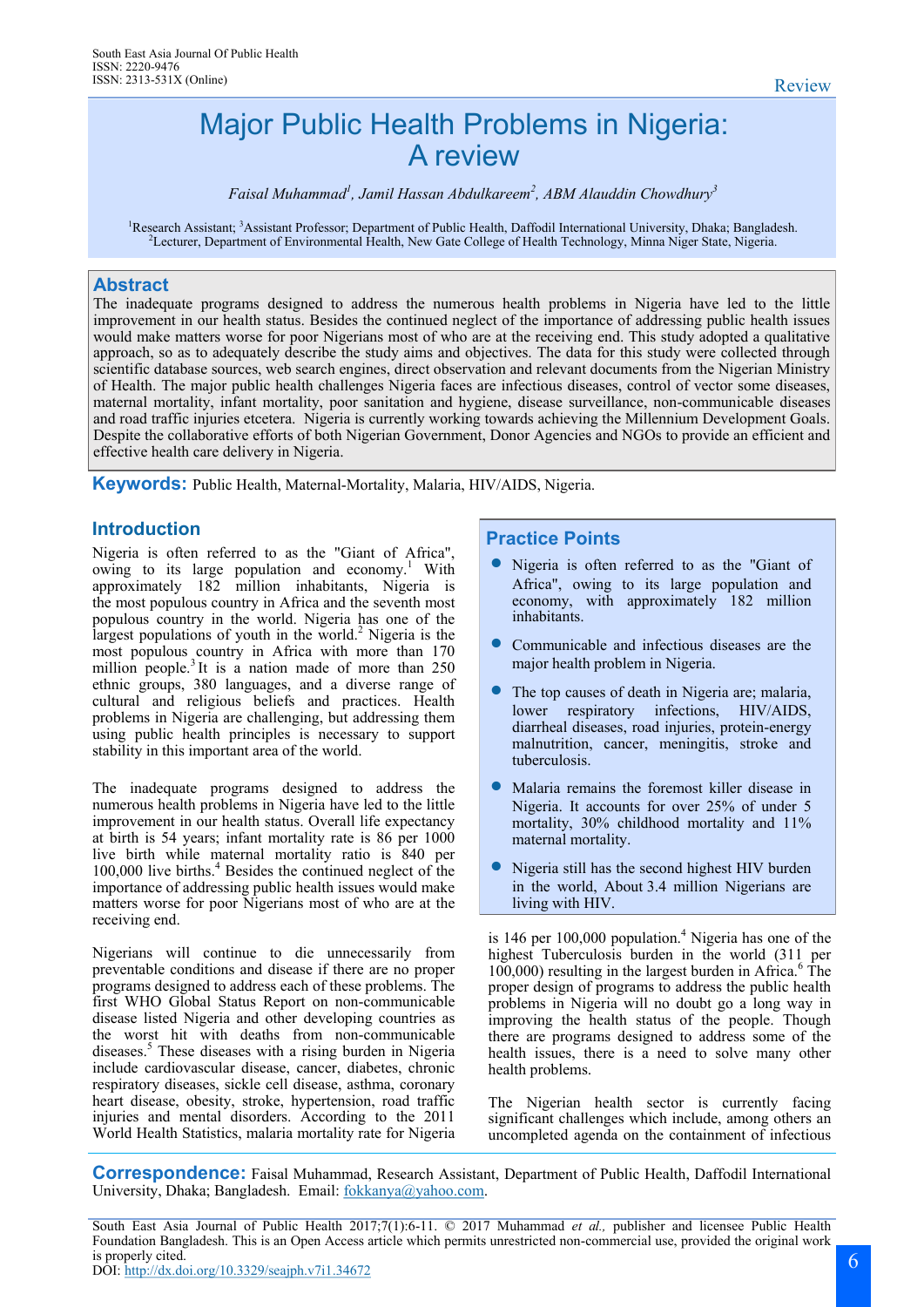Review

# Major Public Health Problems in Nigeria: A review

*Faisal Muhammad[1], Jamil Hassan Abdulkareem[2], ABM Alauddin Chowdhury[3]*

[1]Research Assistant; [3]Assistant Professor; Department of Public Health, Daffodil International University, Dhaka; Bangladesh.
[2]Lecturer, Department of Environmental Health, New Gate College of Health Technology, Minna Niger State, Nigeria.

## Abstract

The inadequate programs designed to address the numerous health problems in Nigeria have led to the little improvement in our health status. Besides the continued neglect of the importance of addressing public health issues would make matters worse for poor Nigerians most of who are at the receiving end. This study adopted a qualitative approach, so as to adequately describe the study aims and objectives. The data for this study were collected through scientific database sources, web search engines, direct observation and relevant documents from the Nigerian Ministry of Health. The major public health challenges Nigeria faces are infectious diseases, control of vector some diseases, maternal mortality, infant mortality, poor sanitation and hygiene, disease surveillance, non-communicable diseases and road traffic injuries etcetera. Nigeria is currently working towards achieving the Millennium Development Goals. Despite the collaborative efforts of both Nigerian Government, Donor Agencies and NGOs to provide an efficient and effective health care delivery in Nigeria.

**Keywords:** Public Health, Maternal-Mortality, Malaria, HIV/AIDS, Nigeria.

## Introduction

Nigeria is often referred to as the "Giant of Africa", owing to its large population and economy.[1] With approximately 182 million inhabitants, Nigeria is the most populous country in Africa and the seventh most populous country in the world. Nigeria has one of the largest populations of youth in the world.[2] Nigeria is the most populous country in Africa with more than 170 million people.[3] It is a nation made of more than 250 ethnic groups, 380 languages, and a diverse range of cultural and religious beliefs and practices. Health problems in Nigeria are challenging, but addressing them using public health principles is necessary to support stability in this important area of the world.

The inadequate programs designed to address the numerous health problems in Nigeria have led to the little improvement in our health status. Overall life expectancy at birth is 54 years; infant mortality rate is 86 per 1000 live birth while maternal mortality ratio is 840 per 100,000 live births.[4] Besides the continued neglect of the importance of addressing public health issues would make matters worse for poor Nigerians most of who are at the receiving end.

Nigerians will continue to die unnecessarily from preventable conditions and disease if there are no proper programs designed to address each of these problems. The first WHO Global Status Report on non-communicable disease listed Nigeria and other developing countries as the worst hit with deaths from non-communicable diseases.[5] These diseases with a rising burden in Nigeria include cardiovascular disease, cancer, diabetes, chronic respiratory diseases, sickle cell disease, asthma, coronary heart disease, obesity, stroke, hypertension, road traffic injuries and mental disorders. According to the 2011 World Health Statistics, malaria mortality rate for Nigeria is 146 per 100,000 population.[4] Nigeria has one of the highest Tuberculosis burden in the world (311 per 100,000) resulting in the largest burden in Africa.[6] The proper design of programs to address the public health problems in Nigeria will no doubt go a long way in improving the health status of the people. Though there are programs designed to address some of the health issues, there is a need to solve many other health problems.

The Nigerian health sector is currently facing significant challenges which include, among others an uncompleted agenda on the containment of infectious

### Practice Points

- Nigeria is often referred to as the "Giant of Africa", owing to its large population and economy, with approximately 182 million inhabitants.
- Communicable and infectious diseases are the major health problem in Nigeria.
- The top causes of death in Nigeria are; malaria, lower respiratory infections, HIV/AIDS, diarrheal diseases, road injuries, protein-energy malnutrition, cancer, meningitis, stroke and tuberculosis.
- Malaria remains the foremost killer disease in Nigeria. It accounts for over 25% of under 5 mortality, 30% childhood mortality and 11% maternal mortality.
- Nigeria still has the second highest HIV burden in the world, About 3.4 million Nigerians are living with HIV.

**Correspondence:** Faisal Muhammad, Research Assistant, Department of Public Health, Daffodil International University, Dhaka; Bangladesh. Email: fokkanya@yahoo.com.

South East Asia Journal of Public Health 2017;7(1):6-11. © 2017 Muhammad *et al.,* publisher and licensee Public Health Foundation Bangladesh. This is an Open Access article which permits unrestricted non-commercial use, provided the original work is properly cited.
DOI: http://dx.doi.org/10.3329/seajph.v7i1.34672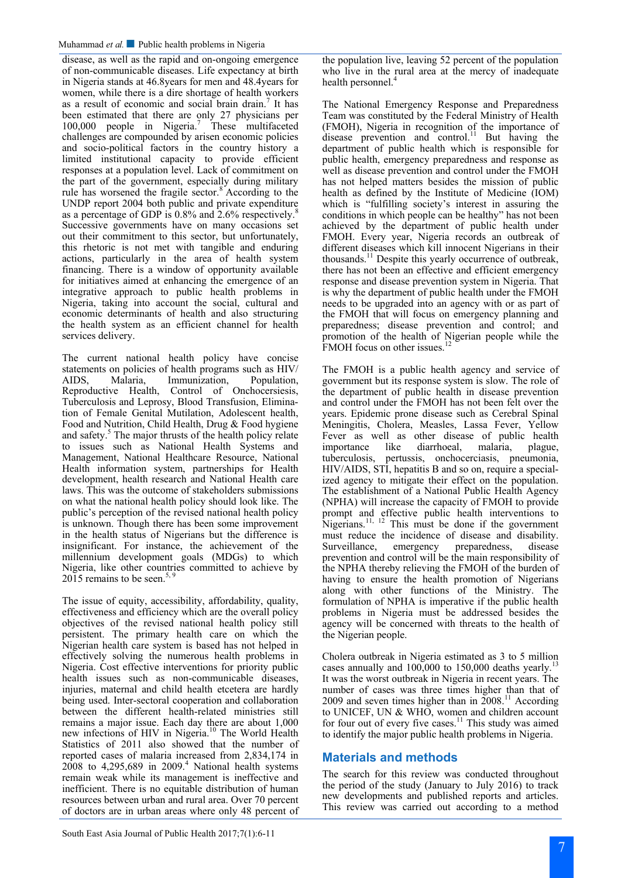disease, as well as the rapid and on-ongoing emergence of non-communicable diseases. Life expectancy at birth in Nigeria stands at 46.8years for men and 48.4years for women, while there is a dire shortage of health workers as a result of economic and social brain drain.[7] It has been estimated that there are only 27 physicians per 100,000 people in Nigeria.[7] These multifaceted challenges are compounded by arisen economic policies and socio-political factors in the country history a limited institutional capacity to provide efficient responses at a population level. Lack of commitment on the part of the government, especially during military rule has worsened the fragile sector.[8] According to the UNDP report 2004 both public and private expenditure as a percentage of GDP is 0.8% and 2.6% respectively.[8] Successive governments have on many occasions set out their commitment to this sector, but unfortunately, this rhetoric is not met with tangible and enduring actions, particularly in the area of health system financing. There is a window of opportunity available for initiatives aimed at enhancing the emergence of an integrative approach to public health problems in Nigeria, taking into account the social, cultural and economic determinants of health and also structuring the health system as an efficient channel for health services delivery.

The current national health policy have concise statements on policies of health programs such as HIV/AIDS, Malaria, Immunization, Population, Reproductive Health, Control of Onchocersiesis, Tuberculosis and Leprosy, Blood Transfusion, Elimination of Female Genital Mutilation, Adolescent health, Food and Nutrition, Child Health, Drug & Food hygiene and safety.[5] The major thrusts of the health policy relate to issues such as National Health Systems and Management, National Healthcare Resource, National Health information system, partnerships for Health development, health research and National Health care laws. This was the outcome of stakeholders submissions on what the national health policy should look like. The public's perception of the revised national health policy is unknown. Though there has been some improvement in the health status of Nigerians but the difference is insignificant. For instance, the achievement of the millennium development goals (MDGs) to which Nigeria, like other countries committed to achieve by 2015 remains to be seen.[5, 9]

The issue of equity, accessibility, affordability, quality, effectiveness and efficiency which are the overall policy objectives of the revised national health policy still persistent. The primary health care on which the Nigerian health care system is based has not helped in effectively solving the numerous health problems in Nigeria. Cost effective interventions for priority public health issues such as non-communicable diseases, injuries, maternal and child health etcetera are hardly being used. Inter-sectoral cooperation and collaboration between the different health-related ministries still remains a major issue. Each day there are about 1,000 new infections of HIV in Nigeria.[10] The World Health Statistics of 2011 also showed that the number of reported cases of malaria increased from 2,834,174 in 2008 to 4,295,689 in 2009.[4] National health systems remain weak while its management is ineffective and inefficient. There is no equitable distribution of human resources between urban and rural area. Over 70 percent of doctors are in urban areas where only 48 percent of the population live, leaving 52 percent of the population who live in the rural area at the mercy of inadequate health personnel.[4]

The National Emergency Response and Preparedness Team was constituted by the Federal Ministry of Health (FMOH), Nigeria in recognition of the importance of disease prevention and control.[11] But having the department of public health which is responsible for public health, emergency preparedness and response as well as disease prevention and control under the FMOH has not helped matters besides the mission of public health as defined by the Institute of Medicine (IOM) which is "fulfilling society's interest in assuring the conditions in which people can be healthy" has not been achieved by the department of public health under FMOH. Every year, Nigeria records an outbreak of different diseases which kill innocent Nigerians in their thousands.[11] Despite this yearly occurrence of outbreak, there has not been an effective and efficient emergency response and disease prevention system in Nigeria. That is why the department of public health under the FMOH needs to be upgraded into an agency with or as part of the FMOH that will focus on emergency planning and preparedness; disease prevention and control; and promotion of the health of Nigerian people while the FMOH focus on other issues.[12]

The FMOH is a public health agency and service of government but its response system is slow. The role of the department of public health in disease prevention and control under the FMOH has not been felt over the years. Epidemic prone disease such as Cerebral Spinal Meningitis, Cholera, Measles, Lassa Fever, Yellow Fever as well as other disease of public health importance like diarrhoeal, malaria, plague, tuberculosis, pertussis, onchocerciasis, pneumonia, HIV/AIDS, STI, hepatitis B and so on, require a specialized agency to mitigate their effect on the population. The establishment of a National Public Health Agency (NPHA) will increase the capacity of FMOH to provide prompt and effective public health interventions to Nigerians.[11, 12] This must be done if the government must reduce the incidence of disease and disability. Surveillance, emergency preparedness, disease prevention and control will be the main responsibility of the NPHA thereby relieving the FMOH of the burden of having to ensure the health promotion of Nigerians along with other functions of the Ministry. The formulation of NPHA is imperative if the public health problems in Nigeria must be addressed besides the agency will be concerned with threats to the health of the Nigerian people.

Cholera outbreak in Nigeria estimated as 3 to 5 million cases annually and 100,000 to 150,000 deaths yearly.[13] It was the worst outbreak in Nigeria in recent years. The number of cases was three times higher than that of 2009 and seven times higher than in 2008.[11] According to UNICEF, UN & WHO, women and children account for four out of every five cases.[11] This study was aimed to identify the major public health problems in Nigeria.

## Materials and methods

The search for this review was conducted throughout the period of the study (January to July 2016) to track new developments and published reports and articles. This review was carried out according to a method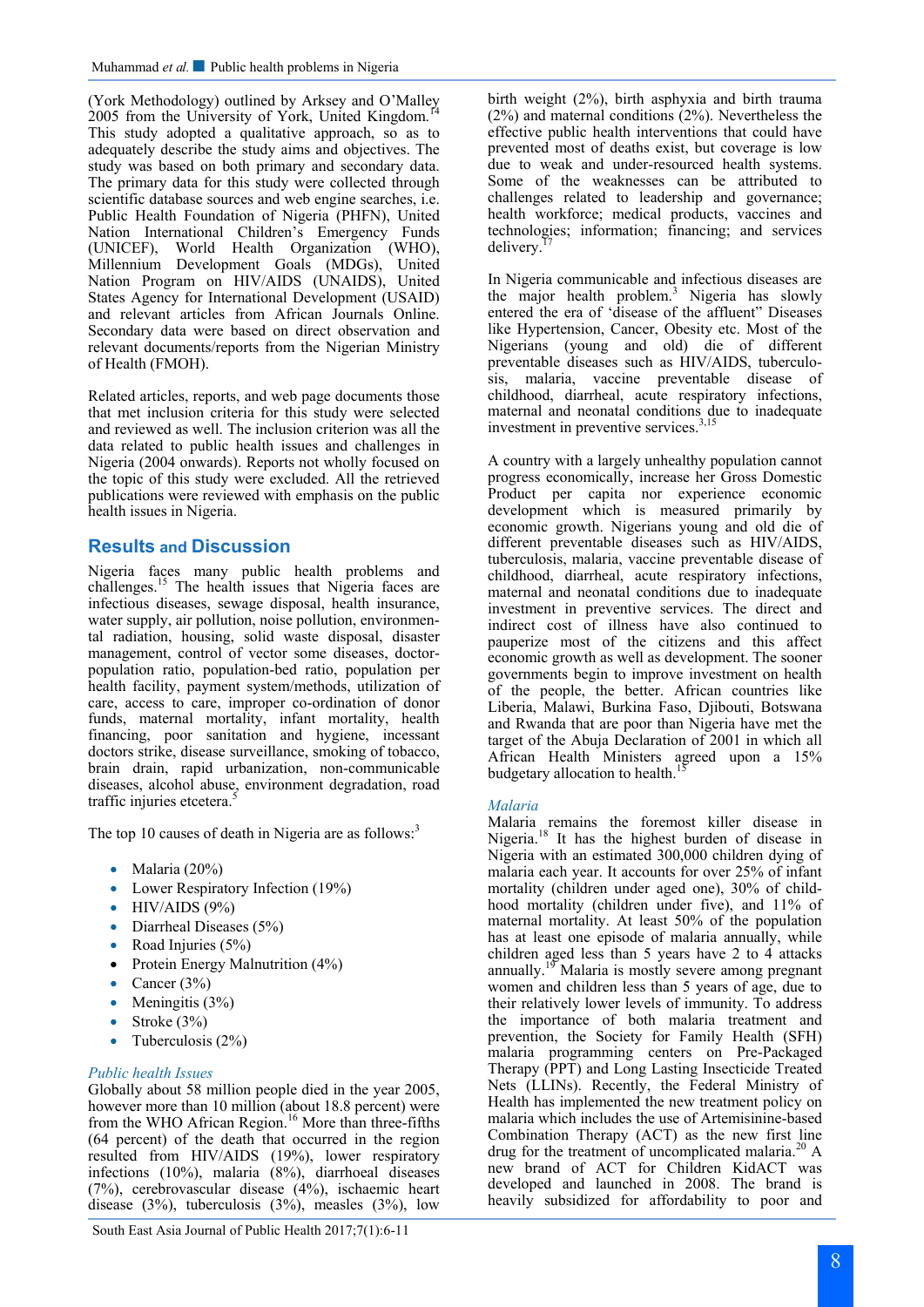(York Methodology) outlined by Arksey and O'Malley 2005 from the University of York, United Kingdom.[14] This study adopted a qualitative approach, so as to adequately describe the study aims and objectives. The study was based on both primary and secondary data. The primary data for this study were collected through scientific database sources and web engine searches, i.e. Public Health Foundation of Nigeria (PHFN), United Nation International Children's Emergency Funds (UNICEF), World Health Organization (WHO), Millennium Development Goals (MDGs), United Nation Program on HIV/AIDS (UNAIDS), United States Agency for International Development (USAID) and relevant articles from African Journals Online. Secondary data were based on direct observation and relevant documents/reports from the Nigerian Ministry of Health (FMOH).

Related articles, reports, and web page documents those that met inclusion criteria for this study were selected and reviewed as well. The inclusion criterion was all the data related to public health issues and challenges in Nigeria (2004 onwards). Reports not wholly focused on the topic of this study were excluded. All the retrieved publications were reviewed with emphasis on the public health issues in Nigeria.

## Results and Discussion

Nigeria faces many public health problems and challenges.[15] The health issues that Nigeria faces are infectious diseases, sewage disposal, health insurance, water supply, air pollution, noise pollution, environmental radiation, housing, solid waste disposal, disaster management, control of vector some diseases, doctor-population ratio, population-bed ratio, population per health facility, payment system/methods, utilization of care, access to care, improper co-ordination of donor funds, maternal mortality, infant mortality, health financing, poor sanitation and hygiene, incessant doctors strike, disease surveillance, smoking of tobacco, brain drain, rapid urbanization, non-communicable diseases, alcohol abuse, environment degradation, road traffic injuries etcetera.[5]

The top 10 causes of death in Nigeria are as follows:[3]

- Malaria (20%)
- Lower Respiratory Infection (19%)
- HIV/AIDS (9%)
- Diarrheal Diseases (5%)
- Road Injuries (5%)
- Protein Energy Malnutrition (4%)
- Cancer (3%)
- Meningitis (3%)
- Stroke (3%)
- Tuberculosis (2%)

### *Public health Issues*

Globally about 58 million people died in the year 2005, however more than 10 million (about 18.8 percent) were from the WHO African Region.[16] More than three-fifths (64 percent) of the death that occurred in the region resulted from HIV/AIDS (19%), lower respiratory infections (10%), malaria (8%), diarrhoeal diseases (7%), cerebrovascular disease (4%), ischaemic heart disease (3%), tuberculosis (3%), measles (3%), low birth weight (2%), birth asphyxia and birth trauma (2%) and maternal conditions (2%). Nevertheless the effective public health interventions that could have prevented most of deaths exist, but coverage is low due to weak and under-resourced health systems. Some of the weaknesses can be attributed to challenges related to leadership and governance; health workforce; medical products, vaccines and technologies; information; financing; and services delivery.[17]

In Nigeria communicable and infectious diseases are the major health problem.[3] Nigeria has slowly entered the era of 'disease of the affluent" Diseases like Hypertension, Cancer, Obesity etc. Most of the Nigerians (young and old) die of different preventable diseases such as HIV/AIDS, tuberculosis, malaria, vaccine preventable disease of childhood, diarrheal, acute respiratory infections, maternal and neonatal conditions due to inadequate investment in preventive services.[3,15]

A country with a largely unhealthy population cannot progress economically, increase her Gross Domestic Product per capita nor experience economic development which is measured primarily by economic growth. Nigerians young and old die of different preventable diseases such as HIV/AIDS, tuberculosis, malaria, vaccine preventable disease of childhood, diarrheal, acute respiratory infections, maternal and neonatal conditions due to inadequate investment in preventive services. The direct and indirect cost of illness have also continued to pauperize most of the citizens and this affect economic growth as well as development. The sooner governments begin to improve investment on health of the people, the better. African countries like Liberia, Malawi, Burkina Faso, Djibouti, Botswana and Rwanda that are poor than Nigeria have met the target of the Abuja Declaration of 2001 in which all African Health Ministers agreed upon a 15% budgetary allocation to health.[15]

### *Malaria*

Malaria remains the foremost killer disease in Nigeria.[18] It has the highest burden of disease in Nigeria with an estimated 300,000 children dying of malaria each year. It accounts for over 25% of infant mortality (children under aged one), 30% of childhood mortality (children under five), and 11% of maternal mortality. At least 50% of the population has at least one episode of malaria annually, while children aged less than 5 years have 2 to 4 attacks annually.[19] Malaria is mostly severe among pregnant women and children less than 5 years of age, due to their relatively lower levels of immunity. To address the importance of both malaria treatment and prevention, the Society for Family Health (SFH) malaria programming centers on Pre-Packaged Therapy (PPT) and Long Lasting Insecticide Treated Nets (LLINs). Recently, the Federal Ministry of Health has implemented the new treatment policy on malaria which includes the use of Artemisinine-based Combination Therapy (ACT) as the new first line drug for the treatment of uncomplicated malaria.[20] A new brand of ACT for Children KidACT was developed and launched in 2008. The brand is heavily subsidized for affordability to poor and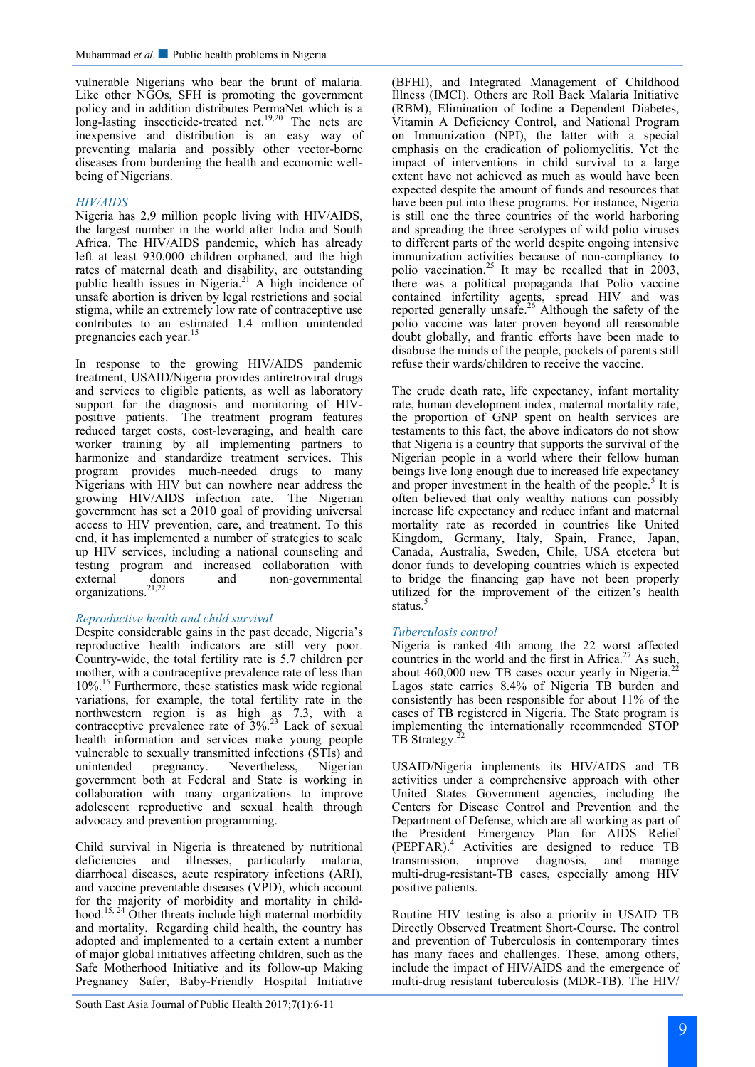vulnerable Nigerians who bear the brunt of malaria. Like other NGOs, SFH is promoting the government policy and in addition distributes PermaNet which is a long-lasting insecticide-treated net.[19,20] The nets are inexpensive and distribution is an easy way of preventing malaria and possibly other vector-borne diseases from burdening the health and economic well-being of Nigerians.

### *HIV/AIDS*

Nigeria has 2.9 million people living with HIV/AIDS, the largest number in the world after India and South Africa. The HIV/AIDS pandemic, which has already left at least 930,000 children orphaned, and the high rates of maternal death and disability, are outstanding public health issues in Nigeria.[21] A high incidence of unsafe abortion is driven by legal restrictions and social stigma, while an extremely low rate of contraceptive use contributes to an estimated 1.4 million unintended pregnancies each year.[15]

In response to the growing HIV/AIDS pandemic treatment, USAID/Nigeria provides antiretroviral drugs and services to eligible patients, as well as laboratory support for the diagnosis and monitoring of HIV-positive patients. The treatment program features reduced target costs, cost-leveraging, and health care worker training by all implementing partners to harmonize and standardize treatment services. This program provides much-needed drugs to many Nigerians with HIV but can nowhere near address the growing HIV/AIDS infection rate. The Nigerian government has set a 2010 goal of providing universal access to HIV prevention, care, and treatment. To this end, it has implemented a number of strategies to scale up HIV services, including a national counseling and testing program and increased collaboration with external donors and non-governmental organizations.[21,22]

### *Reproductive health and child survival*

Despite considerable gains in the past decade, Nigeria's reproductive health indicators are still very poor. Country-wide, the total fertility rate is 5.7 children per mother, with a contraceptive prevalence rate of less than 10%.[15] Furthermore, these statistics mask wide regional variations, for example, the total fertility rate in the northwestern region is as high as 7.3, with a contraceptive prevalence rate of 3%.[23] Lack of sexual health information and services make young people vulnerable to sexually transmitted infections (STIs) and unintended pregnancy. Nevertheless, Nigerian government both at Federal and State is working in collaboration with many organizations to improve adolescent reproductive and sexual health through advocacy and prevention programming.

Child survival in Nigeria is threatened by nutritional deficiencies and illnesses, particularly malaria, diarrhoeal diseases, acute respiratory infections (ARI), and vaccine preventable diseases (VPD), which account for the majority of morbidity and mortality in childhood.[15, 24] Other threats include high maternal morbidity and mortality. Regarding child health, the country has adopted and implemented to a certain extent a number of major global initiatives affecting children, such as the Safe Motherhood Initiative and its follow-up Making Pregnancy Safer, Baby-Friendly Hospital Initiative (BFHI), and Integrated Management of Childhood Illness (IMCI). Others are Roll Back Malaria Initiative (RBM), Elimination of Iodine a Dependent Diabetes, Vitamin A Deficiency Control, and National Program on Immunization (NPI), the latter with a special emphasis on the eradication of poliomyelitis. Yet the impact of interventions in child survival to a large extent have not achieved as much as would have been expected despite the amount of funds and resources that have been put into these programs. For instance, Nigeria is still one the three countries of the world harboring and spreading the three serotypes of wild polio viruses to different parts of the world despite ongoing intensive immunization activities because of non-compliancy to polio vaccination.[25] It may be recalled that in 2003, there was a political propaganda that Polio vaccine contained infertility agents, spread HIV and was reported generally unsafe.[26] Although the safety of the polio vaccine was later proven beyond all reasonable doubt globally, and frantic efforts have been made to disabuse the minds of the people, pockets of parents still refuse their wards/children to receive the vaccine.

The crude death rate, life expectancy, infant mortality rate, human development index, maternal mortality rate, the proportion of GNP spent on health services are testaments to this fact, the above indicators do not show that Nigeria is a country that supports the survival of the Nigerian people in a world where their fellow human beings live long enough due to increased life expectancy and proper investment in the health of the people.[5] It is often believed that only wealthy nations can possibly increase life expectancy and reduce infant and maternal mortality rate as recorded in countries like United Kingdom, Germany, Italy, Spain, France, Japan, Canada, Australia, Sweden, Chile, USA etcetera but donor funds to developing countries which is expected to bridge the financing gap have not been properly utilized for the improvement of the citizen's health status.[5]

### *Tuberculosis control*

Nigeria is ranked 4th among the 22 worst affected countries in the world and the first in Africa.[27] As such, about 460,000 new TB cases occur yearly in Nigeria.[22] Lagos state carries 8.4% of Nigeria TB burden and consistently has been responsible for about 11% of the cases of TB registered in Nigeria. The State program is implementing the internationally recommended STOP TB Strategy.[22]

USAID/Nigeria implements its HIV/AIDS and TB activities under a comprehensive approach with other United States Government agencies, including the Centers for Disease Control and Prevention and the Department of Defense, which are all working as part of the President Emergency Plan for AIDS Relief (PEPFAR).[4] Activities are designed to reduce TB transmission, improve diagnosis, and manage multi-drug-resistant-TB cases, especially among HIV positive patients.

Routine HIV testing is also a priority in USAID TB Directly Observed Treatment Short-Course. The control and prevention of Tuberculosis in contemporary times has many faces and challenges. These, among others, include the impact of HIV/AIDS and the emergence of multi-drug resistant tuberculosis (MDR-TB). The HIV/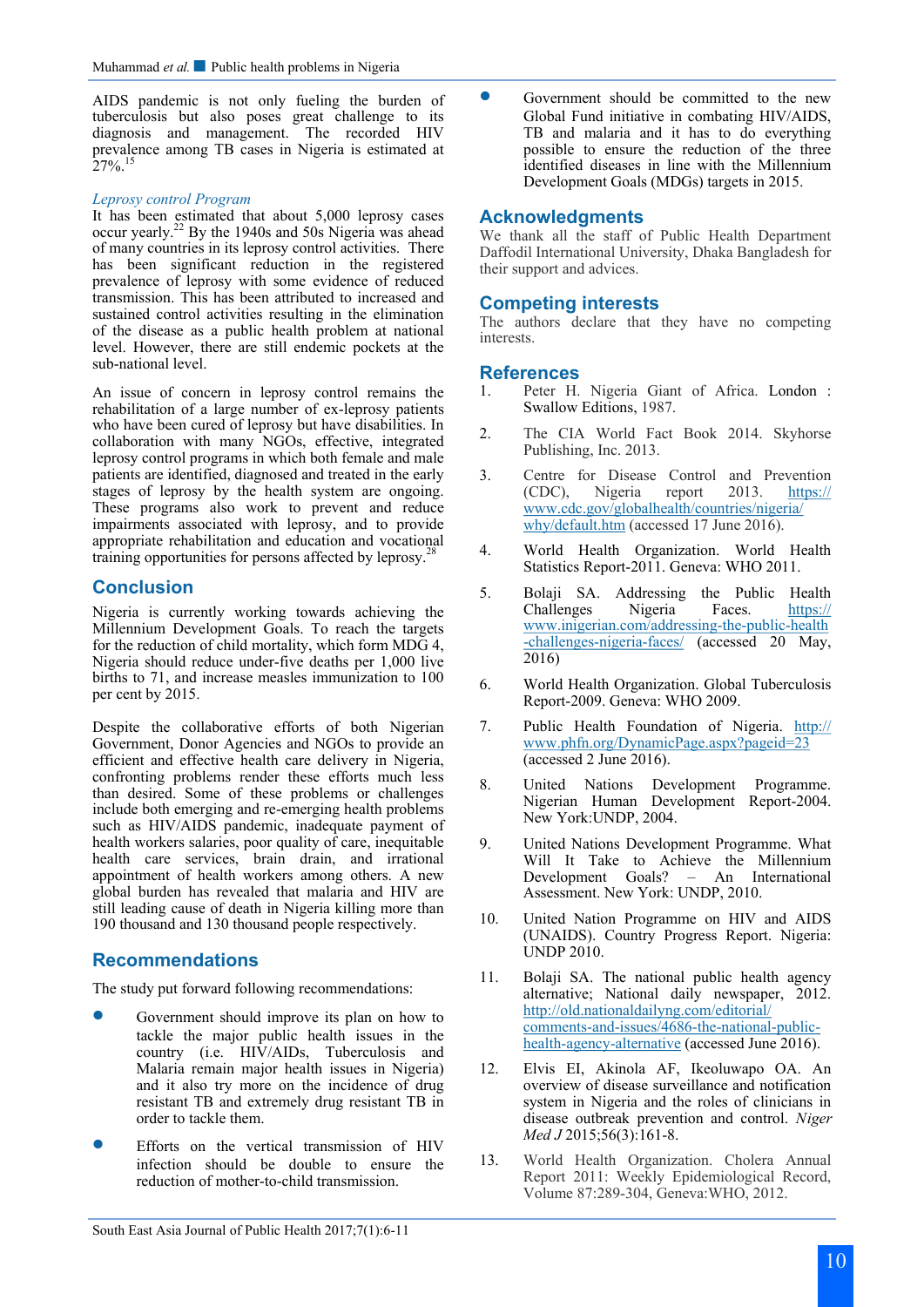AIDS pandemic is not only fueling the burden of tuberculosis but also poses great challenge to its diagnosis and management. The recorded HIV prevalence among TB cases in Nigeria is estimated at 27%.[15]

*Leprosy control Program*

It has been estimated that about 5,000 leprosy cases occur yearly.[22] By the 1940s and 50s Nigeria was ahead of many countries in its leprosy control activities. There has been significant reduction in the registered prevalence of leprosy with some evidence of reduced transmission. This has been attributed to increased and sustained control activities resulting in the elimination of the disease as a public health problem at national level. However, there are still endemic pockets at the sub-national level.

An issue of concern in leprosy control remains the rehabilitation of a large number of ex-leprosy patients who have been cured of leprosy but have disabilities. In collaboration with many NGOs, effective, integrated leprosy control programs in which both female and male patients are identified, diagnosed and treated in the early stages of leprosy by the health system are ongoing. These programs also work to prevent and reduce impairments associated with leprosy, and to provide appropriate rehabilitation and education and vocational training opportunities for persons affected by leprosy.[28]

## Conclusion

Nigeria is currently working towards achieving the Millennium Development Goals. To reach the targets for the reduction of child mortality, which form MDG 4, Nigeria should reduce under-five deaths per 1,000 live births to 71, and increase measles immunization to 100 per cent by 2015.

Despite the collaborative efforts of both Nigerian Government, Donor Agencies and NGOs to provide an efficient and effective health care delivery in Nigeria, confronting problems render these efforts much less than desired. Some of these problems or challenges include both emerging and re-emerging health problems such as HIV/AIDS pandemic, inadequate payment of health workers salaries, poor quality of care, inequitable health care services, brain drain, and irrational appointment of health workers among others. A new global burden has revealed that malaria and HIV are still leading cause of death in Nigeria killing more than 190 thousand and 130 thousand people respectively.

## Recommendations

The study put forward following recommendations:

- Government should improve its plan on how to tackle the major public health issues in the country (i.e. HIV/AIDs, Tuberculosis and Malaria remain major health issues in Nigeria) and it also try more on the incidence of drug resistant TB and extremely drug resistant TB in order to tackle them.
- Efforts on the vertical transmission of HIV infection should be double to ensure the reduction of mother-to-child transmission.
- Government should be committed to the new Global Fund initiative in combating HIV/AIDS, TB and malaria and it has to do everything possible to ensure the reduction of the three identified diseases in line with the Millennium Development Goals (MDGs) targets in 2015.

## Acknowledgments

We thank all the staff of Public Health Department Daffodil International University, Dhaka Bangladesh for their support and advices.

## Competing interests

The authors declare that they have no competing interests.

## References

1. Peter H. Nigeria Giant of Africa. London : Swallow Editions, 1987.
2. The CIA World Fact Book 2014. Skyhorse Publishing, Inc. 2013.
3. Centre for Disease Control and Prevention (CDC), Nigeria report 2013. https://www.cdc.gov/globalhealth/countries/nigeria/why/default.htm (accessed 17 June 2016).
4. World Health Organization. World Health Statistics Report-2011. Geneva: WHO 2011.
5. Bolaji SA. Addressing the Public Health Challenges Nigeria Faces. https://www.inigerian.com/addressing-the-public-health-challenges-nigeria-faces/ (accessed 20 May, 2016)
6. World Health Organization. Global Tuberculosis Report-2009. Geneva: WHO 2009.
7. Public Health Foundation of Nigeria. http://www.phfn.org/DynamicPage.aspx?pageid=23 (accessed 2 June 2016).
8. United Nations Development Programme. Nigerian Human Development Report-2004. New York:UNDP, 2004.
9. United Nations Development Programme. What Will It Take to Achieve the Millennium Development Goals? – An International Assessment. New York: UNDP, 2010.
10. United Nation Programme on HIV and AIDS (UNAIDS). Country Progress Report. Nigeria: UNDP 2010.
11. Bolaji SA. The national public health agency alternative; National daily newspaper, 2012. http://old.nationaldailyng.com/editorial/comments-and-issues/4686-the-national-public-health-agency-alternative (accessed June 2016).
12. Elvis EI, Akinola AF, Ikeoluwapo OA. An overview of disease surveillance and notification system in Nigeria and the roles of clinicians in disease outbreak prevention and control. *Niger Med J* 2015;56(3):161-8.
13. World Health Organization. Cholera Annual Report 2011: Weekly Epidemiological Record, Volume 87:289-304, Geneva:WHO, 2012.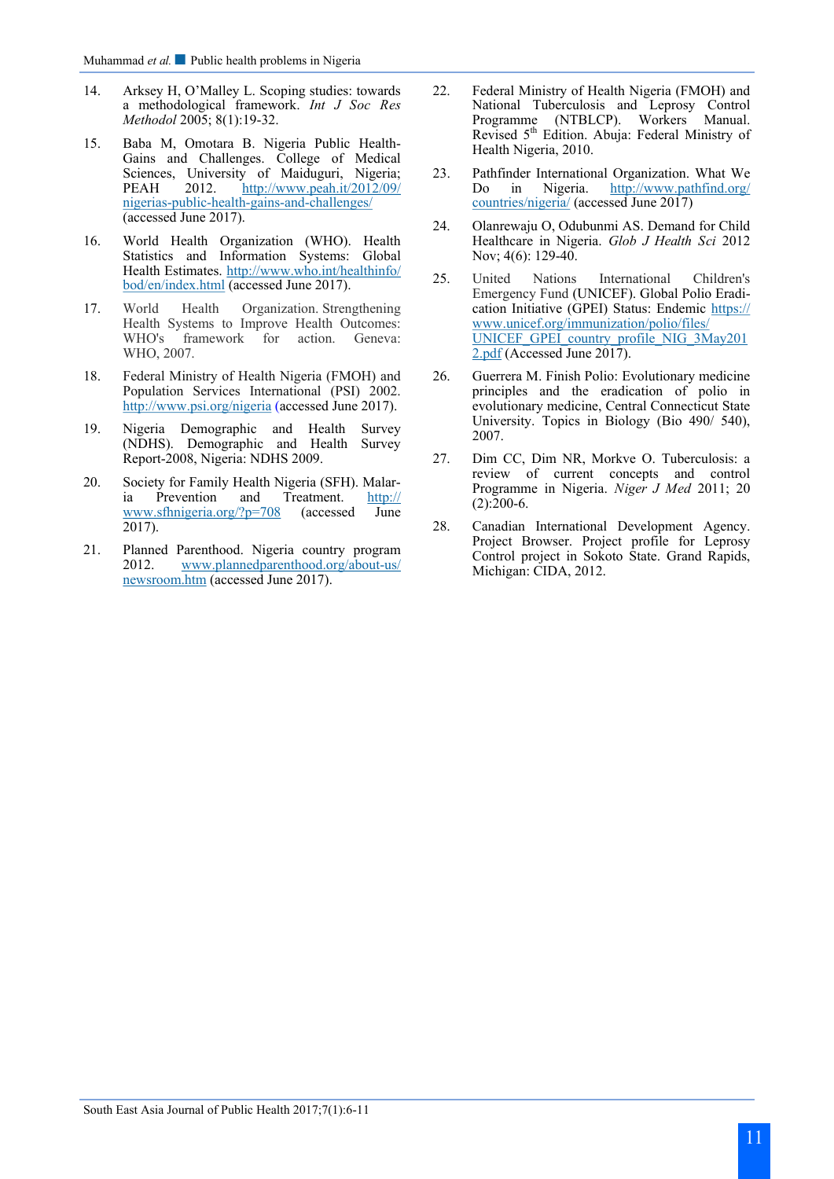14. Arksey H, O'Malley L. Scoping studies: towards a methodological framework. *Int J Soc Res Methodol* 2005; 8(1):19-32.

15. Baba M, Omotara B. Nigeria Public Health-Gains and Challenges. College of Medical Sciences, University of Maiduguri, Nigeria; PEAH 2012. http://www.peah.it/2012/09/nigerias-public-health-gains-and-challenges/ (accessed June 2017).

16. World Health Organization (WHO). Health Statistics and Information Systems: Global Health Estimates. http://www.who.int/healthinfo/bod/en/index.html (accessed June 2017).

17. World Health Organization. Strengthening Health Systems to Improve Health Outcomes: WHO's framework for action. Geneva: WHO, 2007.

18. Federal Ministry of Health Nigeria (FMOH) and Population Services International (PSI) 2002. http://www.psi.org/nigeria (accessed June 2017).

19. Nigeria Demographic and Health Survey (NDHS). Demographic and Health Survey Report-2008, Nigeria: NDHS 2009.

20. Society for Family Health Nigeria (SFH). Malaria Prevention and Treatment. http://www.sfhnigeria.org/?p=708 (accessed June 2017).

21. Planned Parenthood. Nigeria country program 2012. www.plannedparenthood.org/about-us/newsroom.htm (accessed June 2017).

22. Federal Ministry of Health Nigeria (FMOH) and National Tuberculosis and Leprosy Control Programme (NTBLCP). Workers Manual. Revised 5th Edition. Abuja: Federal Ministry of Health Nigeria, 2010.

23. Pathfinder International Organization. What We Do in Nigeria. http://www.pathfind.org/countries/nigeria/ (accessed June 2017)

24. Olanrewaju O, Odubunmi AS. Demand for Child Healthcare in Nigeria. *Glob J Health Sci* 2012 Nov; 4(6): 129-40.

25. United Nations International Children's Emergency Fund (UNICEF). Global Polio Eradication Initiative (GPEI) Status: Endemic https://www.unicef.org/immunization/polio/files/UNICEF_GPEI_country_profile_NIG_3May2012.pdf (Accessed June 2017).

26. Guerrera M. Finish Polio: Evolutionary medicine principles and the eradication of polio in evolutionary medicine, Central Connecticut State University. Topics in Biology (Bio 490/ 540), 2007.

27. Dim CC, Dim NR, Morkve O. Tuberculosis: a review of current concepts and control Programme in Nigeria. *Niger J Med* 2011; 20 (2):200-6.

28. Canadian International Development Agency. Project Browser. Project profile for Leprosy Control project in Sokoto State. Grand Rapids, Michigan: CIDA, 2012.